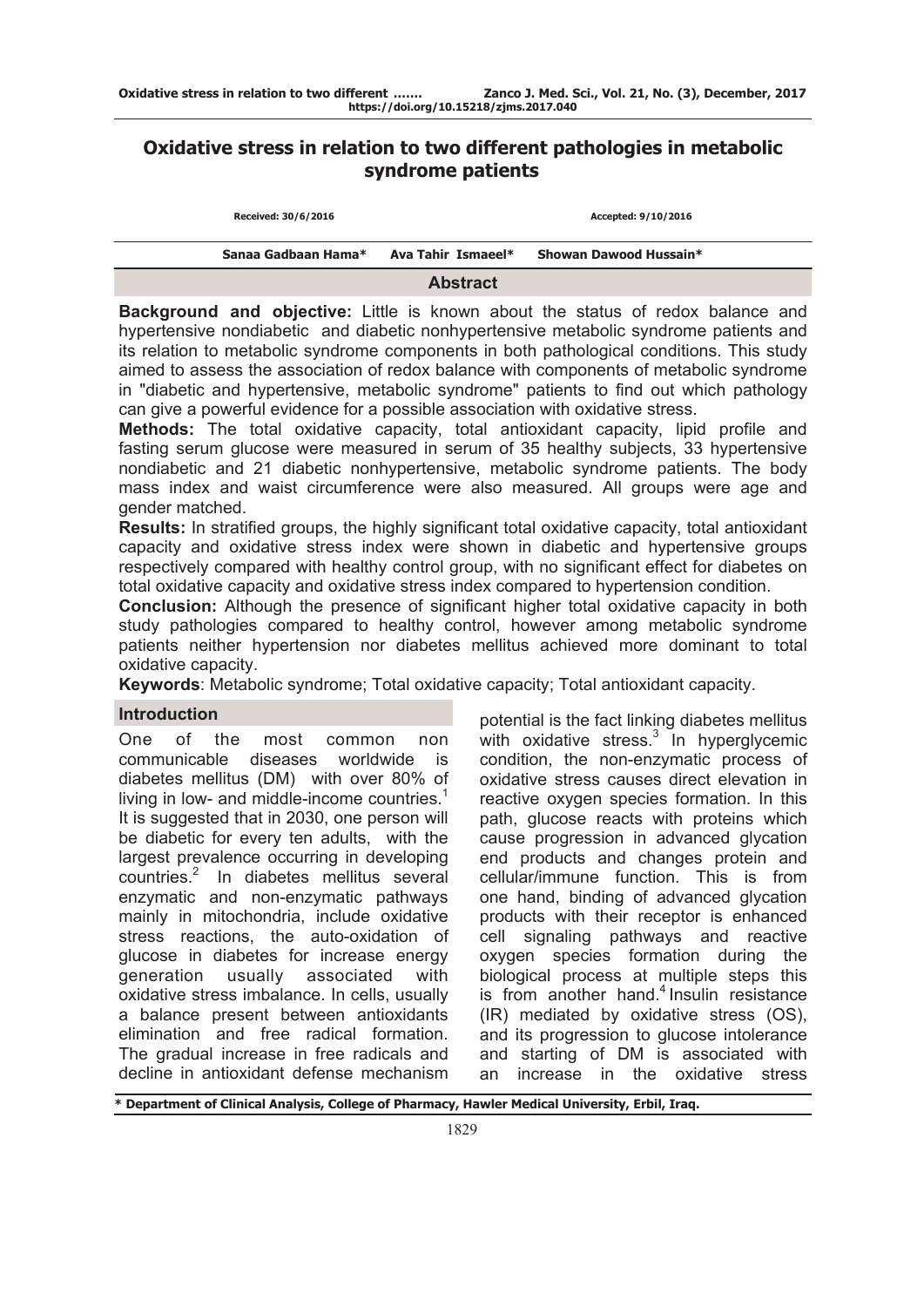# Oxidative stress in relation to two different pathologies in metabolic syndrome patients

Received: 30/6/2016 Accepted: 9/10/2016

Sanaa Gadbaan Hama* Ava Tahir Ismaeel* Showan Dawood Hussain*

## Abstract

**Background and objective:** Little is known about the status of redox balance and hypertensive nondiabetic and diabetic nonhypertensive metabolic syndrome patients and its relation to metabolic syndrome components in both pathological conditions. This study aimed to assess the association of redox balance with components of metabolic syndrome in "diabetic and hypertensive, metabolic syndrome" patients to find out which pathology can give a powerful evidence for a possible association with oxidative stress.

**Methods:** The total oxidative capacity, total antioxidant capacity, lipid profile and fasting serum glucose were measured in serum of 35 healthy subjects, 33 hypertensive nondiabetic and 21 diabetic nonhypertensive, metabolic syndrome patients. The body mass index and waist circumference were also measured. All groups were age and gender matched.

**Results:** In stratified groups, the highly significant total oxidative capacity, total antioxidant capacity and oxidative stress index were shown in diabetic and hypertensive groups respectively compared with healthy control group, with no significant effect for diabetes on total oxidative capacity and oxidative stress index compared to hypertension condition.

**Conclusion:** Although the presence of significant higher total oxidative capacity in both study pathologies compared to healthy control, however among metabolic syndrome patients neither hypertension nor diabetes mellitus achieved more dominant to total oxidative capacity.

**Keywords**: Metabolic syndrome; Total oxidative capacity; Total antioxidant capacity.

## Introduction

One of the most common non communicable diseases worldwide is diabetes mellitus (DM) with over 80% of living in low- and middle-income countries.[1] It is suggested that in 2030, one person will be diabetic for every ten adults, with the largest prevalence occurring in developing countries.[2] In diabetes mellitus several enzymatic and non-enzymatic pathways mainly in mitochondria, include oxidative stress reactions, the auto-oxidation of glucose in diabetes for increase energy generation usually associated with oxidative stress imbalance. In cells, usually a balance present between antioxidants elimination and free radical formation. The gradual increase in free radicals and decline in antioxidant defense mechanism potential is the fact linking diabetes mellitus with oxidative stress.[3] In hyperglycemic condition, the non-enzymatic process of oxidative stress causes direct elevation in reactive oxygen species formation. In this path, glucose reacts with proteins which cause progression in advanced glycation end products and changes protein and cellular/immune function. This is from one hand, binding of advanced glycation products with their receptor is enhanced cell signaling pathways and reactive oxygen species formation during the biological process at multiple steps this is from another hand.[4] Insulin resistance (IR) mediated by oxidative stress (OS), and its progression to glucose intolerance and starting of DM is associated with an increase in the oxidative stress

* Department of Clinical Analysis, College of Pharmacy, Hawler Medical University, Erbil, Iraq.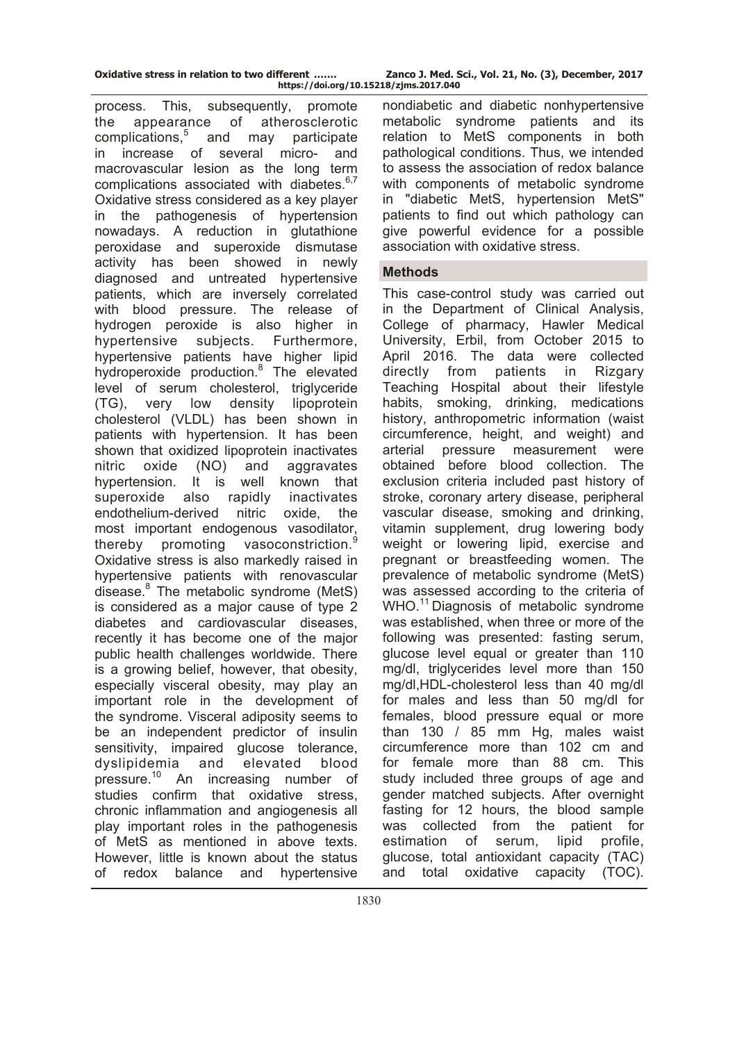process. This, subsequently, promote the appearance of atherosclerotic complications,[5] and may participate in increase of several micro- and macrovascular lesion as the long term complications associated with diabetes.[6,7] Oxidative stress considered as a key player in the pathogenesis of hypertension nowadays. A reduction in glutathione peroxidase and superoxide dismutase activity has been showed in newly diagnosed and untreated hypertensive patients, which are inversely correlated with blood pressure. The release of hydrogen peroxide is also higher in hypertensive subjects. Furthermore, hypertensive patients have higher lipid hydroperoxide production.[8] The elevated level of serum cholesterol, triglyceride (TG), very low density lipoprotein cholesterol (VLDL) has been shown in patients with hypertension. It has been shown that oxidized lipoprotein inactivates nitric oxide (NO) and aggravates hypertension. It is well known that superoxide also rapidly inactivates endothelium-derived nitric oxide, the most important endogenous vasodilator, thereby promoting vasoconstriction.[9] Oxidative stress is also markedly raised in hypertensive patients with renovascular disease.[8] The metabolic syndrome (MetS) is considered as a major cause of type 2 diabetes and cardiovascular diseases, recently it has become one of the major public health challenges worldwide. There is a growing belief, however, that obesity, especially visceral obesity, may play an important role in the development of the syndrome. Visceral adiposity seems to be an independent predictor of insulin sensitivity, impaired glucose tolerance, dyslipidemia and elevated blood pressure.[10] An increasing number of studies confirm that oxidative stress, chronic inflammation and angiogenesis all play important roles in the pathogenesis of MetS as mentioned in above texts. However, little is known about the status of redox balance and hypertensive nondiabetic and diabetic nonhypertensive metabolic syndrome patients and its relation to MetS components in both pathological conditions. Thus, we intended to assess the association of redox balance with components of metabolic syndrome in "diabetic MetS, hypertension MetS" patients to find out which pathology can give powerful evidence for a possible association with oxidative stress.

## Methods

This case-control study was carried out in the Department of Clinical Analysis, College of pharmacy, Hawler Medical University, Erbil, from October 2015 to April 2016. The data were collected directly from patients in Rizgary Teaching Hospital about their lifestyle habits, smoking, drinking, medications history, anthropometric information (waist circumference, height, and weight) and arterial pressure measurement were obtained before blood collection. The exclusion criteria included past history of stroke, coronary artery disease, peripheral vascular disease, smoking and drinking, vitamin supplement, drug lowering body weight or lowering lipid, exercise and pregnant or breastfeeding women. The prevalence of metabolic syndrome (MetS) was assessed according to the criteria of WHO.[11] Diagnosis of metabolic syndrome was established, when three or more of the following was presented: fasting serum, glucose level equal or greater than 110 mg/dl, triglycerides level more than 150 mg/dl,HDL-cholesterol less than 40 mg/dl for males and less than 50 mg/dl for females, blood pressure equal or more than 130 / 85 mm Hg, males waist circumference more than 102 cm and for female more than 88 cm. This study included three groups of age and gender matched subjects. After overnight fasting for 12 hours, the blood sample was collected from the patient for estimation of serum, lipid profile, glucose, total antioxidant capacity (TAC) and total oxidative capacity (TOC).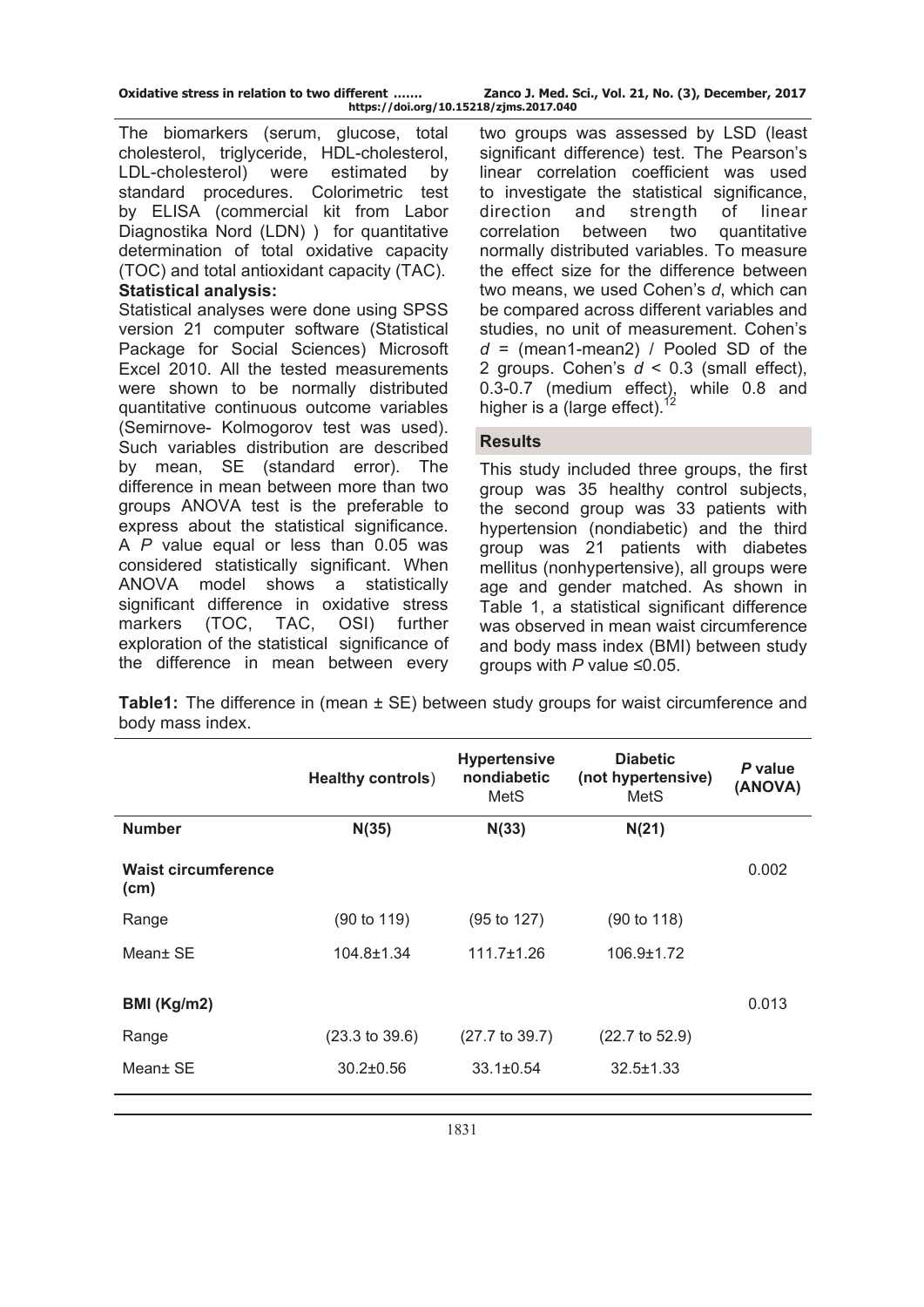The biomarkers (serum, glucose, total cholesterol, triglyceride, HDL-cholesterol, LDL-cholesterol) were estimated by standard procedures. Colorimetric test by ELISA (commercial kit from Labor Diagnostika Nord (LDN) ) for quantitative determination of total oxidative capacity (TOC) and total antioxidant capacity (TAC).

**Statistical analysis:**

Statistical analyses were done using SPSS version 21 computer software (Statistical Package for Social Sciences) Microsoft Excel 2010. All the tested measurements were shown to be normally distributed quantitative continuous outcome variables (Semirnove- Kolmogorov test was used). Such variables distribution are described by mean, SE (standard error). The difference in mean between more than two groups ANOVA test is the preferable to express about the statistical significance. A *P* value equal or less than 0.05 was considered statistically significant. When ANOVA model shows a statistically significant difference in oxidative stress markers (TOC, TAC, OSI) further exploration of the statistical significance of the difference in mean between every two groups was assessed by LSD (least significant difference) test. The Pearson's linear correlation coefficient was used to investigate the statistical significance, direction and strength of linear correlation between two quantitative normally distributed variables. To measure the effect size for the difference between two means, we used Cohen's *d*, which can be compared across different variables and studies, no unit of measurement. Cohen's $d$ = (mean1-mean2) / Pooled SD of the 2 groups. Cohen's $d < 0.3$ (small effect), 0.3-0.7 (medium effect), while 0.8 and higher is a (large effect).[12]

## Results

This study included three groups, the first group was 35 healthy control subjects, the second group was 33 patients with hypertension (nondiabetic) and the third group was 21 patients with diabetes mellitus (nonhypertensive), all groups were age and gender matched. As shown in Table 1, a statistical significant difference was observed in mean waist circumference and body mass index (BMI) between study groups with *P* value ≤0.05.

**Table1:** The difference in (mean ± SE) between study groups for waist circumference and body mass index.

| | Healthy controls) | Hypertensive nondiabetic MetS | Diabetic (not hypertensive) MetS | *P* value (ANOVA) |
|---|---|---|---|---|
| **Number** | **N(35)** | **N(33)** | **N(21)** | |
| **Waist circumference (cm)** | | | | 0.002 |
| Range | (90 to 119) | (95 to 127) | (90 to 118) | |
| Mean± SE | 104.8±1.34 | 111.7±1.26 | 106.9±1.72 | |
| **BMI (Kg/m2)** | | | | 0.013 |
| Range | (23.3 to 39.6) | (27.7 to 39.7) | (22.7 to 52.9) | |
| Mean± SE | 30.2±0.56 | 33.1±0.54 | 32.5±1.33 | |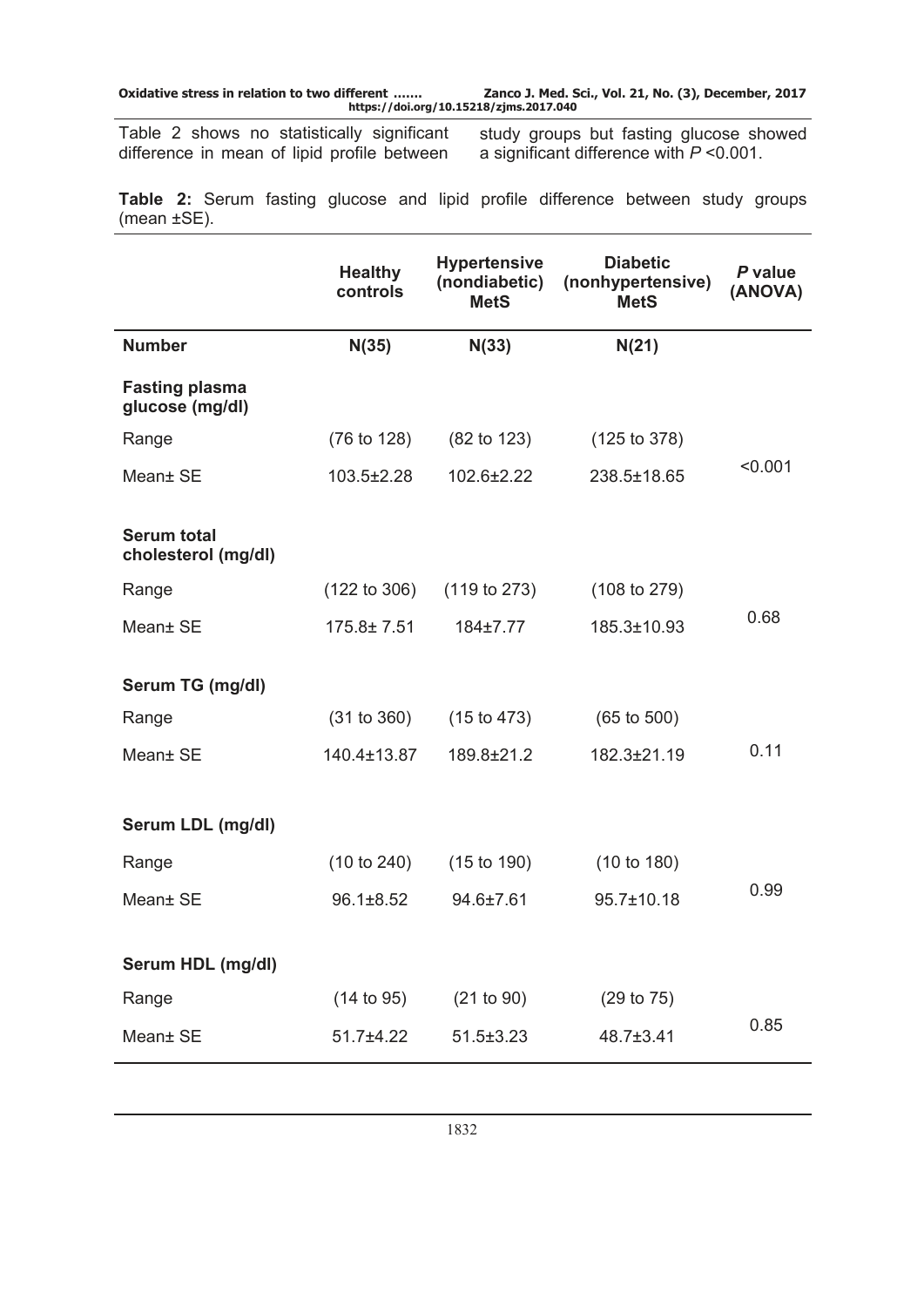Table 2 shows no statistically significant difference in mean of lipid profile between study groups but fasting glucose showed a significant difference with $P$ <0.001.

**Table 2:** Serum fasting glucose and lipid profile difference between study groups (mean ±SE).

| | Healthy controls | Hypertensive (nondiabetic) MetS | Diabetic (nonhypertensive) MetS | *P* value (ANOVA) |
|---|---|---|---|---|
| **Number** | **N(35)** | **N(33)** | **N(21)** | |
| **Fasting plasma glucose (mg/dl)** | | | | |
| Range | (76 to 128) | (82 to 123) | (125 to 378) | <0.001 |
| Mean± SE | 103.5±2.28 | 102.6±2.22 | 238.5±18.65 | |
| **Serum total cholesterol (mg/dl)** | | | | |
| Range | (122 to 306) | (119 to 273) | (108 to 279) | 0.68 |
| Mean± SE | 175.8± 7.51 | 184±7.77 | 185.3±10.93 | |
| **Serum TG (mg/dl)** | | | | |
| Range | (31 to 360) | (15 to 473) | (65 to 500) | 0.11 |
| Mean± SE | 140.4±13.87 | 189.8±21.2 | 182.3±21.19 | |
| **Serum LDL (mg/dl)** | | | | |
| Range | (10 to 240) | (15 to 190) | (10 to 180) | 0.99 |
| Mean± SE | 96.1±8.52 | 94.6±7.61 | 95.7±10.18 | |
| **Serum HDL (mg/dl)** | | | | |
| Range | (14 to 95) | (21 to 90) | (29 to 75) | 0.85 |
| Mean± SE | 51.7±4.22 | 51.5±3.23 | 48.7±3.41 | |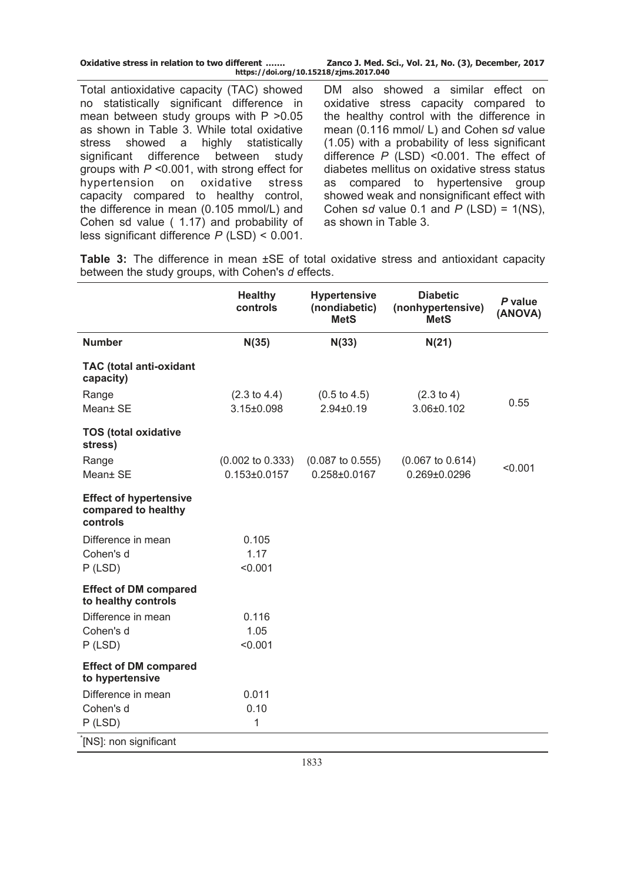Total antioxidative capacity (TAC) showed no statistically significant difference in mean between study groups with $P > 0.05$ as shown in Table 3. While total oxidative stress showed a highly statistically significant difference between study groups with $P < 0.001$, with strong effect for hypertension on oxidative stress capacity compared to healthy control, the difference in mean (0.105 mmol/L) and Cohen sd value ( 1.17) and probability of less significant difference $P$ (LSD) < 0.001. DM also showed a similar effect on oxidative stress capacity compared to the healthy control with the difference in mean (0.116 mmol/ L) and Cohen s*d* value (1.05) with a probability of less significant difference $P$ (LSD) <0.001. The effect of diabetes mellitus on oxidative stress status as compared to hypertensive group showed weak and nonsignificant effect with Cohen s*d* value 0.1 and $P$ (LSD) = 1(NS), as shown in Table 3.

**Table 3:** The difference in mean ±SE of total oxidative stress and antioxidant capacity between the study groups, with Cohen's *d* effects.

| | Healthy controls | Hypertensive (nondiabetic) MetS | Diabetic (nonhypertensive) MetS | *P* value (ANOVA) |
|---|---|---|---|---|
| **Number** | **N(35)** | **N(33)** | **N(21)** | |
| **TAC (total anti-oxidant capacity)** | | | | |
| Range | (2.3 to 4.4) | (0.5 to 4.5) | (2.3 to 4) | 0.55 |
| Mean± SE | 3.15±0.098 | 2.94±0.19 | 3.06±0.102 | |
| **TOS (total oxidative stress)** | | | | |
| Range | (0.002 to 0.333) | (0.087 to 0.555) | (0.067 to 0.614) | <0.001 |
| Mean± SE | 0.153±0.0157 | 0.258±0.0167 | 0.269±0.0296 | |
| **Effect of hypertensive compared to healthy controls** | | | | |
| Difference in mean | 0.105 | | | |
| Cohen's d | 1.17 | | | |
| P (LSD) | <0.001 | | | |
| **Effect of DM compared to healthy controls** | | | | |
| Difference in mean | 0.116 | | | |
| Cohen's d | 1.05 | | | |
| P (LSD) | <0.001 | | | |
| **Effect of DM compared to hypertensive** | | | | |
| Difference in mean | 0.011 | | | |
| Cohen's d | 0.10 | | | |
| P (LSD) | 1 | | | |

*[NS]: non significant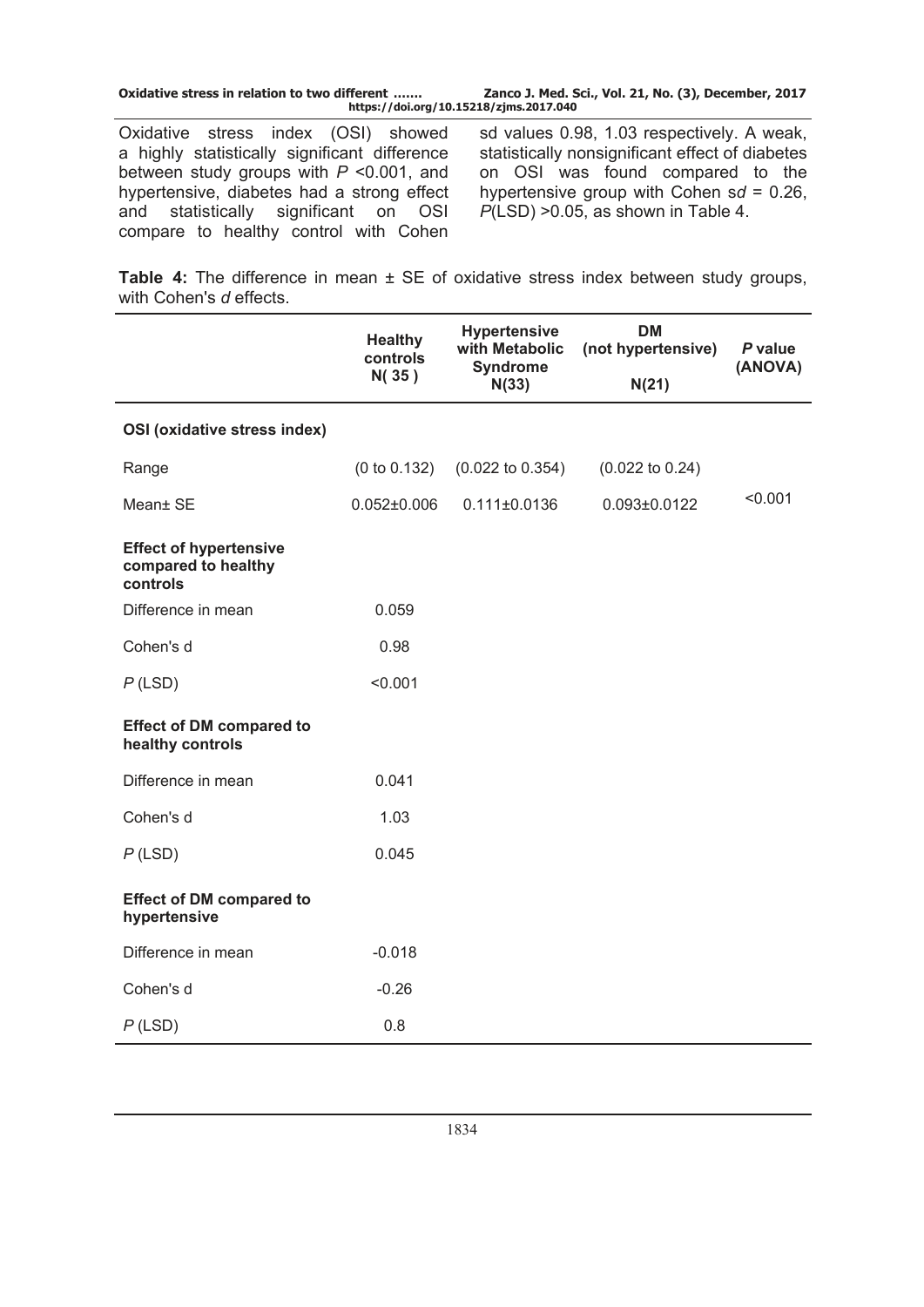Oxidative stress index (OSI) showed a highly statistically significant difference between study groups with $P$ <0.001, and hypertensive, diabetes had a strong effect and statistically significant on OSI compare to healthy control with Cohen sd values 0.98, 1.03 respectively. A weak, statistically nonsignificant effect of diabetes on OSI was found compared to the hypertensive group with Cohen s$d$ = 0.26, $P$(LSD) >0.05, as shown in Table 4.

**Table 4:** The difference in mean ± SE of oxidative stress index between study groups, with Cohen's *d* effects.

| | **Healthy controls N( 35 )** | **Hypertensive with Metabolic Syndrome N(33)** | **DM (not hypertensive) N(21)** | ***P* value (ANOVA)** |
|---|---|---|---|---|
| **OSI (oxidative stress index)** | | | | |
| Range | (0 to 0.132) | (0.022 to 0.354) | (0.022 to 0.24) | |
| Mean± SE | 0.052±0.006 | 0.111±0.0136 | 0.093±0.0122 | <0.001 |
| **Effect of hypertensive compared to healthy controls** | | | | |
| Difference in mean | 0.059 | | | |
| Cohen's d | 0.98 | | | |
| *P* (LSD) | <0.001 | | | |
| **Effect of DM compared to healthy controls** | | | | |
| Difference in mean | 0.041 | | | |
| Cohen's d | 1.03 | | | |
| *P* (LSD) | 0.045 | | | |
| **Effect of DM compared to hypertensive** | | | | |
| Difference in mean | -0.018 | | | |
| Cohen's d | -0.26 | | | |
| *P* (LSD) | 0.8 | | | |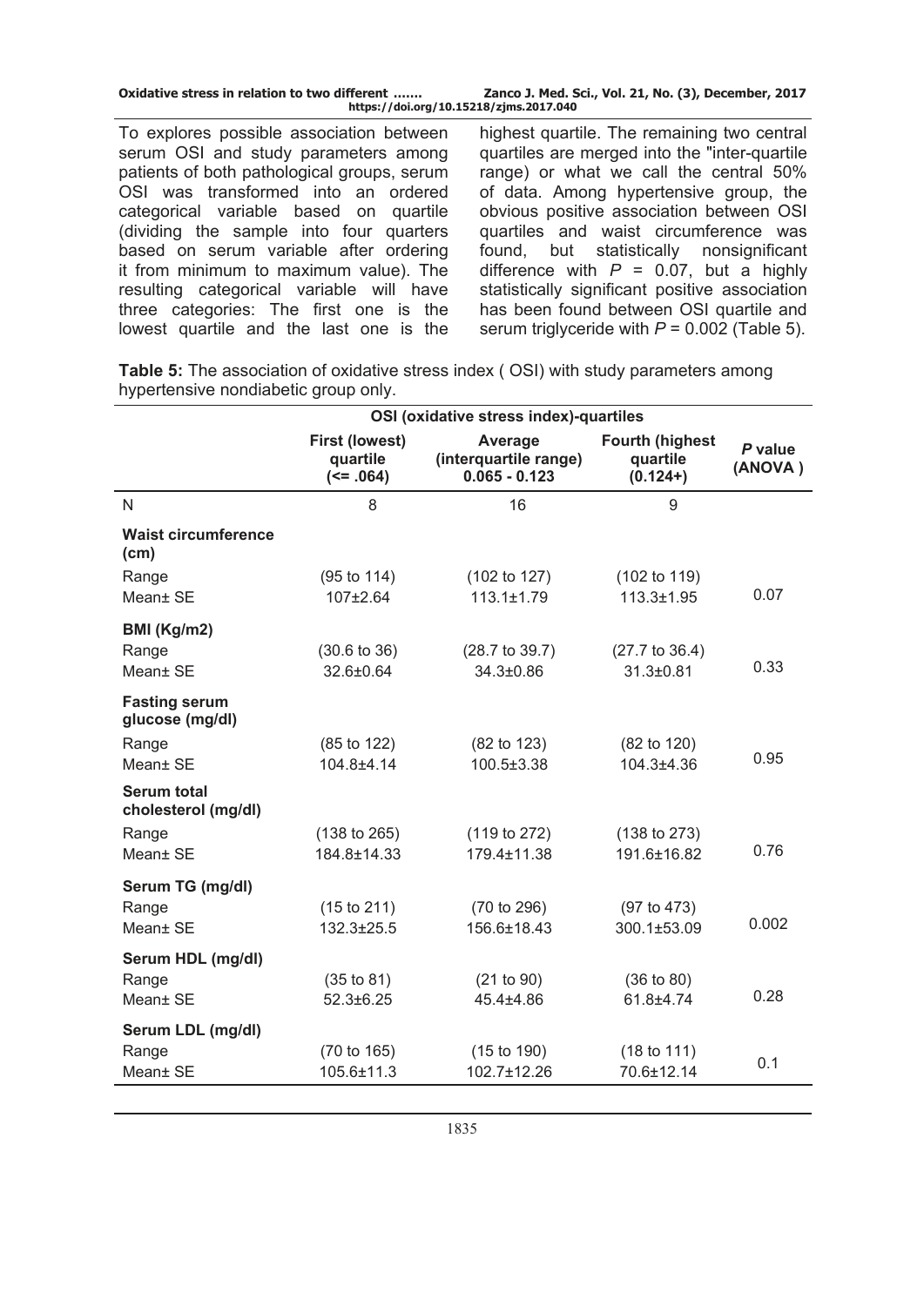To explores possible association between serum OSI and study parameters among patients of both pathological groups, serum OSI was transformed into an ordered categorical variable based on quartile (dividing the sample into four quarters based on serum variable after ordering it from minimum to maximum value). The resulting categorical variable will have three categories: The first one is the lowest quartile and the last one is the highest quartile. The remaining two central quartiles are merged into the "inter-quartile range) or what we call the central 50% of data. Among hypertensive group, the obvious positive association between OSI quartiles and waist circumference was found, but statistically nonsignificant difference with $P$ = 0.07, but a highly statistically significant positive association has been found between OSI quartile and serum triglyceride with $P$ = 0.002 (Table 5).

**Table 5:** The association of oxidative stress index ( OSI) with study parameters among hypertensive nondiabetic group only.

| | OSI (oxidative stress index)-quartiles | | | |
|---|---|---|---|---|
| | **First (lowest) quartile (<= .064)** | **Average (interquartile range) 0.065 - 0.123** | **Fourth (highest quartile (0.124+)** | ***P* value (ANOVA )** |
| N | 8 | 16 | 9 | |
| **Waist circumference (cm)** | | | | |
| Range | (95 to 114) | (102 to 127) | (102 to 119) | |
| Mean± SE | 107±2.64 | 113.1±1.79 | 113.3±1.95 | 0.07 |
| **BMI (Kg/m2)** | | | | |
| Range | (30.6 to 36) | (28.7 to 39.7) | (27.7 to 36.4) | |
| Mean± SE | 32.6±0.64 | 34.3±0.86 | 31.3±0.81 | 0.33 |
| **Fasting serum glucose (mg/dl)** | | | | |
| Range | (85 to 122) | (82 to 123) | (82 to 120) | |
| Mean± SE | 104.8±4.14 | 100.5±3.38 | 104.3±4.36 | 0.95 |
| **Serum total cholesterol (mg/dl)** | | | | |
| Range | (138 to 265) | (119 to 272) | (138 to 273) | |
| Mean± SE | 184.8±14.33 | 179.4±11.38 | 191.6±16.82 | 0.76 |
| **Serum TG (mg/dl)** | | | | |
| Range | (15 to 211) | (70 to 296) | (97 to 473) | |
| Mean± SE | 132.3±25.5 | 156.6±18.43 | 300.1±53.09 | 0.002 |
| **Serum HDL (mg/dl)** | | | | |
| Range | (35 to 81) | (21 to 90) | (36 to 80) | |
| Mean± SE | 52.3±6.25 | 45.4±4.86 | 61.8±4.74 | 0.28 |
| **Serum LDL (mg/dl)** | | | | |
| Range | (70 to 165) | (15 to 190) | (18 to 111) | |
| Mean± SE | 105.6±11.3 | 102.7±12.26 | 70.6±12.14 | 0.1 |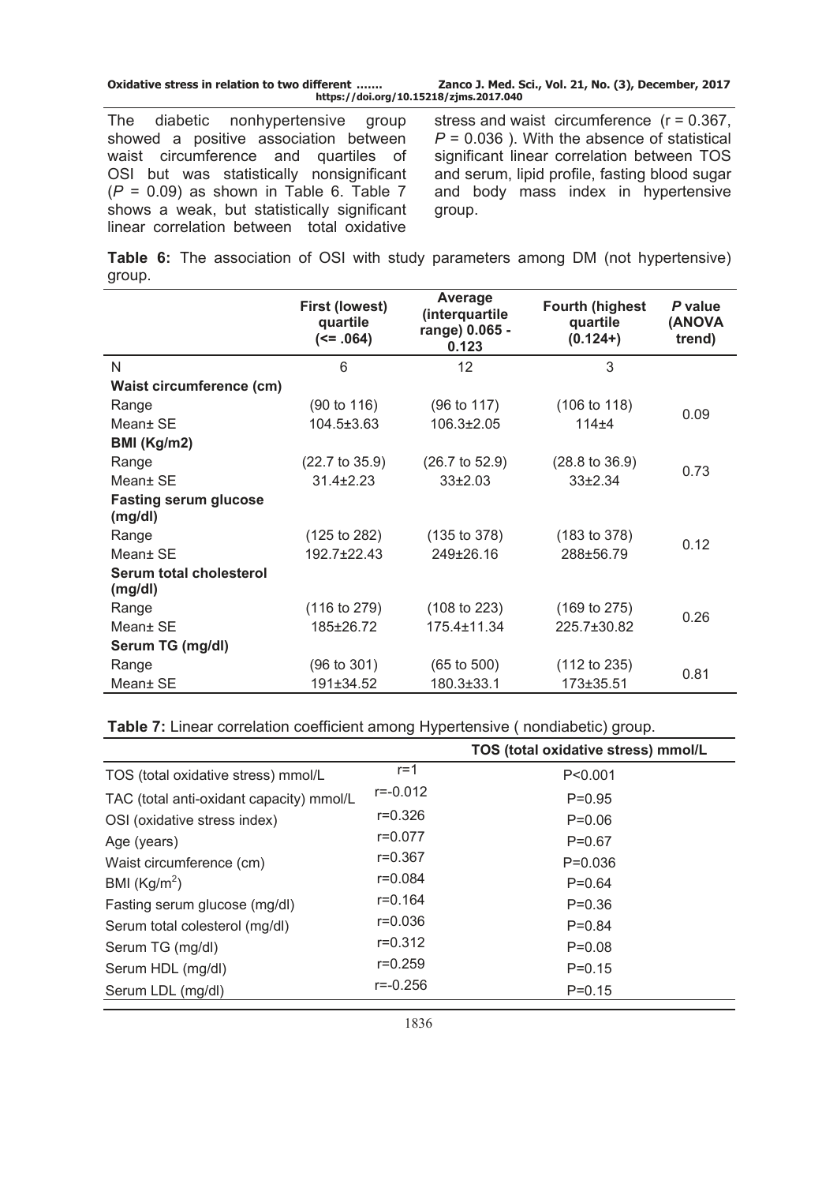The diabetic nonhypertensive group showed a positive association between waist circumference and quartiles of OSI but was statistically nonsignificant ($P = 0.09$) as shown in Table 6. Table 7 shows a weak, but statistically significant linear correlation between total oxidative stress and waist circumference ($r = 0.367$, $P = 0.036$ ). With the absence of statistical significant linear correlation between TOS and serum, lipid profile, fasting blood sugar and body mass index in hypertensive group.

**Table 6:** The association of OSI with study parameters among DM (not hypertensive) group.

| | First (lowest) quartile (<= .064) | Average (interquartile range) 0.065 - 0.123 | Fourth (highest quartile (0.124+) | P value (ANOVA trend) |
|---|---|---|---|---|
| N | 6 | 12 | 3 | |
| **Waist circumference (cm)** | | | | |
| Range | (90 to 116) | (96 to 117) | (106 to 118) | 0.09 |
| Mean± SE | 104.5±3.63 | 106.3±2.05 | 114±4 | |
| **BMI (Kg/m2)** | | | | |
| Range | (22.7 to 35.9) | (26.7 to 52.9) | (28.8 to 36.9) | 0.73 |
| Mean± SE | 31.4±2.23 | 33±2.03 | 33±2.34 | |
| **Fasting serum glucose (mg/dl)** | | | | |
| Range | (125 to 282) | (135 to 378) | (183 to 378) | 0.12 |
| Mean± SE | 192.7±22.43 | 249±26.16 | 288±56.79 | |
| **Serum total cholesterol (mg/dl)** | | | | |
| Range | (116 to 279) | (108 to 223) | (169 to 275) | 0.26 |
| Mean± SE | 185±26.72 | 175.4±11.34 | 225.7±30.82 | |
| **Serum TG (mg/dl)** | | | | |
| Range | (96 to 301) | (65 to 500) | (112 to 235) | 0.81 |
| Mean± SE | 191±34.52 | 180.3±33.1 | 173±35.51 | |

**Table 7:** Linear correlation coefficient among Hypertensive ( nondiabetic) group.

| | | TOS (total oxidative stress) mmol/L |
|---|---|---|
| TOS (total oxidative stress) mmol/L | r=1 | P<0.001 |
| TAC (total anti-oxidant capacity) mmol/L | r=-0.012 | P=0.95 |
| OSI (oxidative stress index) | r=0.326 | P=0.06 |
| Age (years) | r=0.077 | P=0.67 |
| Waist circumference (cm) | r=0.367 | P=0.036 |
| BMI ($Kg/m^2$) | r=0.084 | P=0.64 |
| Fasting serum glucose (mg/dl) | r=0.164 | P=0.36 |
| Serum total colesterol (mg/dl) | r=0.036 | P=0.84 |
| Serum TG (mg/dl) | r=0.312 | P=0.08 |
| Serum HDL (mg/dl) | r=0.259 | P=0.15 |
| Serum LDL (mg/dl) | r=-0.256 | P=0.15 |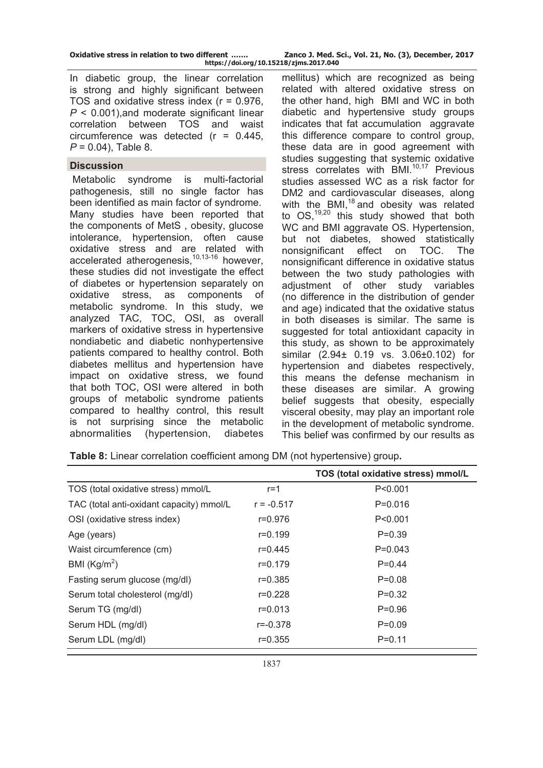In diabetic group, the linear correlation is strong and highly significant between TOS and oxidative stress index (r = 0.976, $P < 0.001$),and moderate significant linear correlation between TOS and waist circumference was detected (r = 0.445, $P = 0.04$), Table 8.

## Discussion

Metabolic syndrome is multi-factorial pathogenesis, still no single factor has been identified as main factor of syndrome. Many studies have been reported that the components of MetS , obesity, glucose intolerance, hypertension, often cause oxidative stress and are related with accelerated atherogenesis,[10,13-16] however, these studies did not investigate the effect of diabetes or hypertension separately on oxidative stress, as components of metabolic syndrome. In this study, we analyzed TAC, TOC, OSI, as overall markers of oxidative stress in hypertensive nondiabetic and diabetic nonhypertensive patients compared to healthy control. Both diabetes mellitus and hypertension have impact on oxidative stress, we found that both TOC, OSI were altered in both groups of metabolic syndrome patients compared to healthy control, this result is not surprising since the metabolic abnormalities (hypertension, diabetes mellitus) which are recognized as being related with altered oxidative stress on the other hand, high BMI and WC in both diabetic and hypertensive study groups indicates that fat accumulation aggravate this difference compare to control group, these data are in good agreement with studies suggesting that systemic oxidative stress correlates with BMI.[10,17] Previous studies assessed WC as a risk factor for DM2 and cardiovascular diseases, along with the BMI,[18] and obesity was related to OS,[19,20] this study showed that both WC and BMI aggravate OS. Hypertension, but not diabetes, showed statistically nonsignificant effect on TOC. The nonsignificant difference in oxidative status between the two study pathologies with adjustment of other study variables (no difference in the distribution of gender and age) indicated that the oxidative status in both diseases is similar. The same is suggested for total antioxidant capacity in this study, as shown to be approximately similar (2.94± 0.19 vs. 3.06±0.102) for hypertension and diabetes respectively, this means the defense mechanism in these diseases are similar. A growing belief suggests that obesity, especially visceral obesity, may play an important role in the development of metabolic syndrome. This belief was confirmed by our results as

**Table 8:** Linear correlation coefficient among DM (not hypertensive) group**.**

| | | TOS (total oxidative stress) mmol/L |
|---|---|---|
| TOS (total oxidative stress) mmol/L | r=1 | P<0.001 |
| TAC (total anti-oxidant capacity) mmol/L | r = -0.517 | P=0.016 |
| OSI (oxidative stress index) | r=0.976 | P<0.001 |
| Age (years) | r=0.199 | P=0.39 |
| Waist circumference (cm) | r=0.445 | P=0.043 |
| BMI ($Kg/m^2$) | r=0.179 | P=0.44 |
| Fasting serum glucose (mg/dl) | r=0.385 | P=0.08 |
| Serum total cholesterol (mg/dl) | r=0.228 | P=0.32 |
| Serum TG (mg/dl) | r=0.013 | P=0.96 |
| Serum HDL (mg/dl) | r=-0.378 | P=0.09 |
| Serum LDL (mg/dl) | r=0.355 | P=0.11 |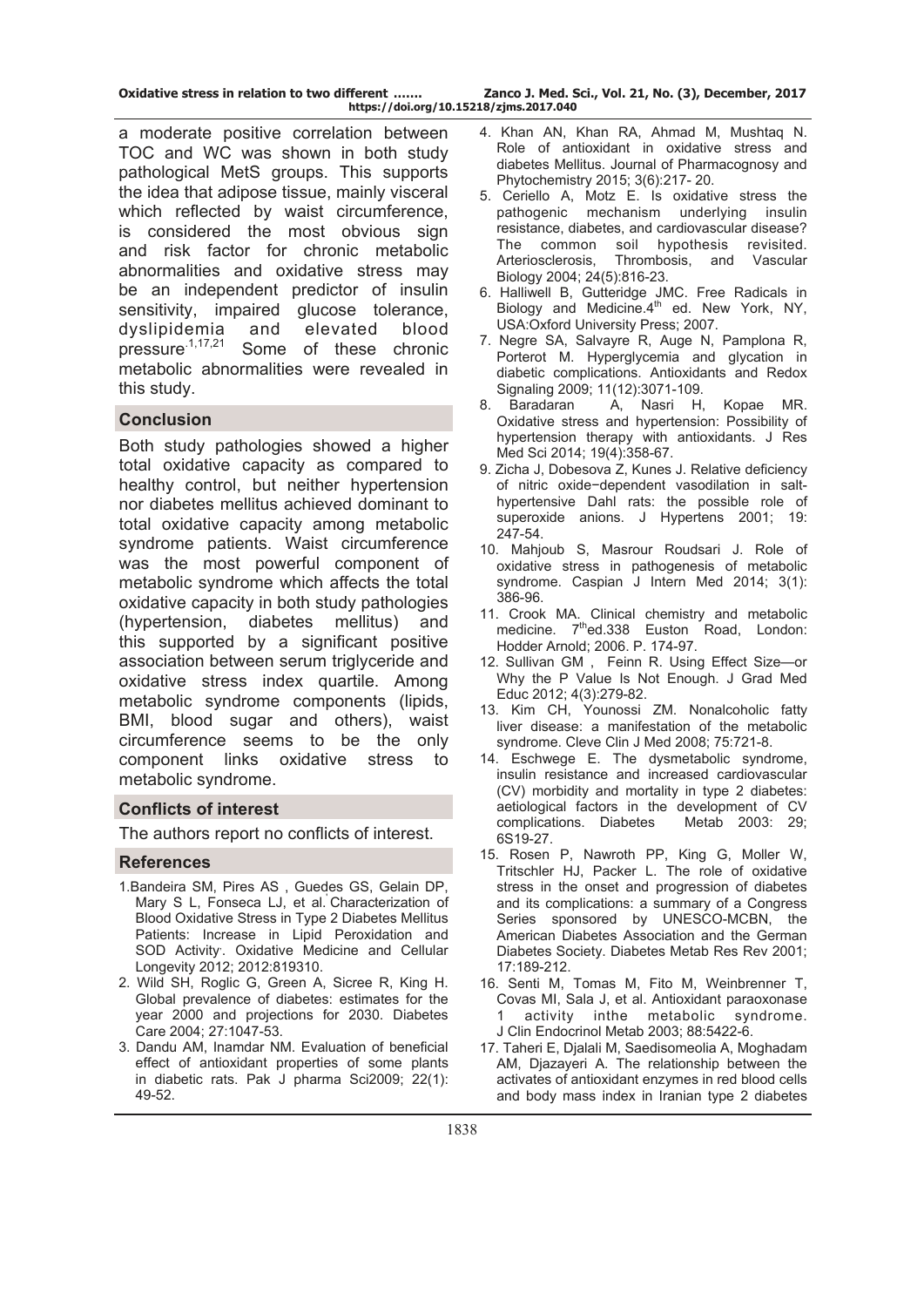a moderate positive correlation between TOC and WC was shown in both study pathological MetS groups. This supports the idea that adipose tissue, mainly visceral which reflected by waist circumference, is considered the most obvious sign and risk factor for chronic metabolic abnormalities and oxidative stress may be an independent predictor of insulin sensitivity, impaired glucose tolerance, dyslipidemia and elevated blood pressure[1,17,21] Some of these chronic metabolic abnormalities were revealed in this study.

## Conclusion

Both study pathologies showed a higher total oxidative capacity as compared to healthy control, but neither hypertension nor diabetes mellitus achieved dominant to total oxidative capacity among metabolic syndrome patients. Waist circumference was the most powerful component of metabolic syndrome which affects the total oxidative capacity in both study pathologies (hypertension, diabetes mellitus) and this supported by a significant positive association between serum triglyceride and oxidative stress index quartile. Among metabolic syndrome components (lipids, BMI, blood sugar and others), waist circumference seems to be the only component links oxidative stress to metabolic syndrome.

## Conflicts of interest

The authors report no conflicts of interest.

## References

1. Bandeira SM, Pires AS , Guedes GS, Gelain DP, Mary S L, Fonseca LJ, et al. Characterization of Blood Oxidative Stress in Type 2 Diabetes Mellitus Patients: Increase in Lipid Peroxidation and SOD Activity. Oxidative Medicine and Cellular Longevity 2012; 2012:819310.
2. Wild SH, Roglic G, Green A, Sicree R, King H. Global prevalence of diabetes: estimates for the year 2000 and projections for 2030. Diabetes Care 2004; 27:1047-53.
3. Dandu AM, Inamdar NM. Evaluation of beneficial effect of antioxidant properties of some plants in diabetic rats. Pak J pharma Sci2009; 22(1): 49-52.
4. Khan AN, Khan RA, Ahmad M, Mushtaq N. Role of antioxidant in oxidative stress and diabetes Mellitus. Journal of Pharmacognosy and Phytochemistry 2015; 3(6):217- 20.
5. Ceriello A, Motz E. Is oxidative stress the pathogenic mechanism underlying insulin resistance, diabetes, and cardiovascular disease? The common soil hypothesis revisited. Arteriosclerosis, Thrombosis, and Vascular Biology 2004; 24(5):816-23.
6. Halliwell B, Gutteridge JMC. Free Radicals in Biology and Medicine.4th ed. New York, NY, USA:Oxford University Press; 2007.
7. Negre SA, Salvayre R, Auge N, Pamplona R, Porterot M. Hyperglycemia and glycation in diabetic complications. Antioxidants and Redox Signaling 2009; 11(12):3071-109.
8. Baradaran A, Nasri H, Kopae MR. Oxidative stress and hypertension: Possibility of hypertension therapy with antioxidants. J Res Med Sci 2014; 19(4):358-67.
9. Zicha J, Dobesova Z, Kunes J. Relative deficiency of nitric oxide−dependent vasodilation in salt-hypertensive Dahl rats: the possible role of superoxide anions. J Hypertens 2001; 19: 247-54.
10. Mahjoub S, Masrour Roudsari J. Role of oxidative stress in pathogenesis of metabolic syndrome. Caspian J Intern Med 2014; 3(1): 386-96.
11. Crook MA. Clinical chemistry and metabolic medicine. 7thed.338 Euston Road, London: Hodder Arnold; 2006. P. 174-97.
12. Sullivan GM , Feinn R. Using Effect Size—or Why the P Value Is Not Enough. J Grad Med Educ 2012; 4(3):279-82.
13. Kim CH, Younossi ZM. Nonalcoholic fatty liver disease: a manifestation of the metabolic syndrome. Cleve Clin J Med 2008; 75:721-8.
14. Eschwege E. The dysmetabolic syndrome, insulin resistance and increased cardiovascular (CV) morbidity and mortality in type 2 diabetes: aetiological factors in the development of CV complications. Diabetes Metab 2003: 29; 6S19-27.
15. Rosen P, Nawroth PP, King G, Moller W, Tritschler HJ, Packer L. The role of oxidative stress in the onset and progression of diabetes and its complications: a summary of a Congress Series sponsored by UNESCO-MCBN, the American Diabetes Association and the German Diabetes Society. Diabetes Metab Res Rev 2001; 17:189-212.
16. Senti M, Tomas M, Fito M, Weinbrenner T, Covas MI, Sala J, et al. Antioxidant paraoxonase 1 activity inthe metabolic syndrome. J Clin Endocrinol Metab 2003; 88:5422-6.
17. Taheri E, Djalali M, Saedisomeolia A, Moghadam AM, Djazayeri A. The relationship between the activates of antioxidant enzymes in red blood cells and body mass index in Iranian type 2 diabetes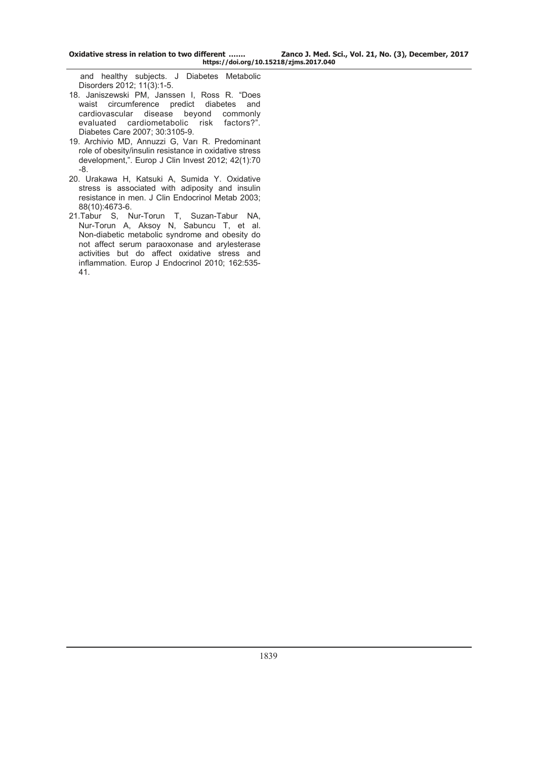and healthy subjects. J Diabetes Metabolic Disorders 2012; 11(3):1-5.

18. Janiszewski PM, Janssen I, Ross R. “Does waist circumference predict diabetes and cardiovascular disease beyond commonly evaluated cardiometabolic risk factors?”. Diabetes Care 2007; 30:3105-9.
19. Archivio MD, Annuzzi G, Varı R. Predominant role of obesity/insulin resistance in oxidative stress development,”. Europ J Clin Invest 2012; 42(1):70 -8.
20. Urakawa H, Katsuki A, Sumida Y. Oxidative stress is associated with adiposity and insulin resistance in men. J Clin Endocrinol Metab 2003; 88(10):4673-6.
21. Tabur S, Nur-Torun T, Suzan-Tabur NA, Nur-Torun A, Aksoy N, Sabuncu T, et al. Non-diabetic metabolic syndrome and obesity do not affect serum paraoxonase and arylesterase activities but do affect oxidative stress and inflammation. Europ J Endocrinol 2010; 162:535-41.